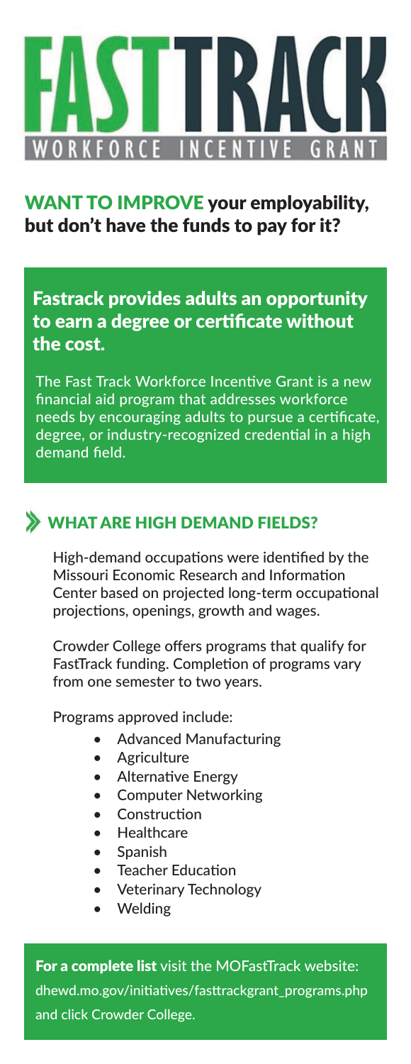# FASTTRACK

WORKFORCE INCENTIVE GRANT

## WANT TO IMPROVE your employability, but don't have the funds to pay for it?

### Fastrack provides adults an opportunity to earn a degree or certificate without the cost.

The Fast Track Workforce Incentive Grant is a new financial aid program that addresses workforce needs by encouraging adults to pursue a certificate, degree, or industry-recognized credential in a high demand field.

## WHAT ARE HIGH DEMAND FIELDS?

High-demand occupations were identified by the Missouri Economic Research and Information Center based on projected long-term occupational projections, openings, growth and wages.

Crowder College offers programs that qualify for FastTrack funding. Completion of programs vary from one semester to two years.

Programs approved include:

- Advanced Manufacturing
- Agriculture
- Alternative Energy
- Computer Networking
- Construction
- Healthcare
- Spanish
- Teacher Education
- Veterinary Technology
- Welding

**For a complete list** visit the MOFastTrack website: dhewd.mo.gov/initiatives/fasttrackgrant_programs.php and click Crowder College.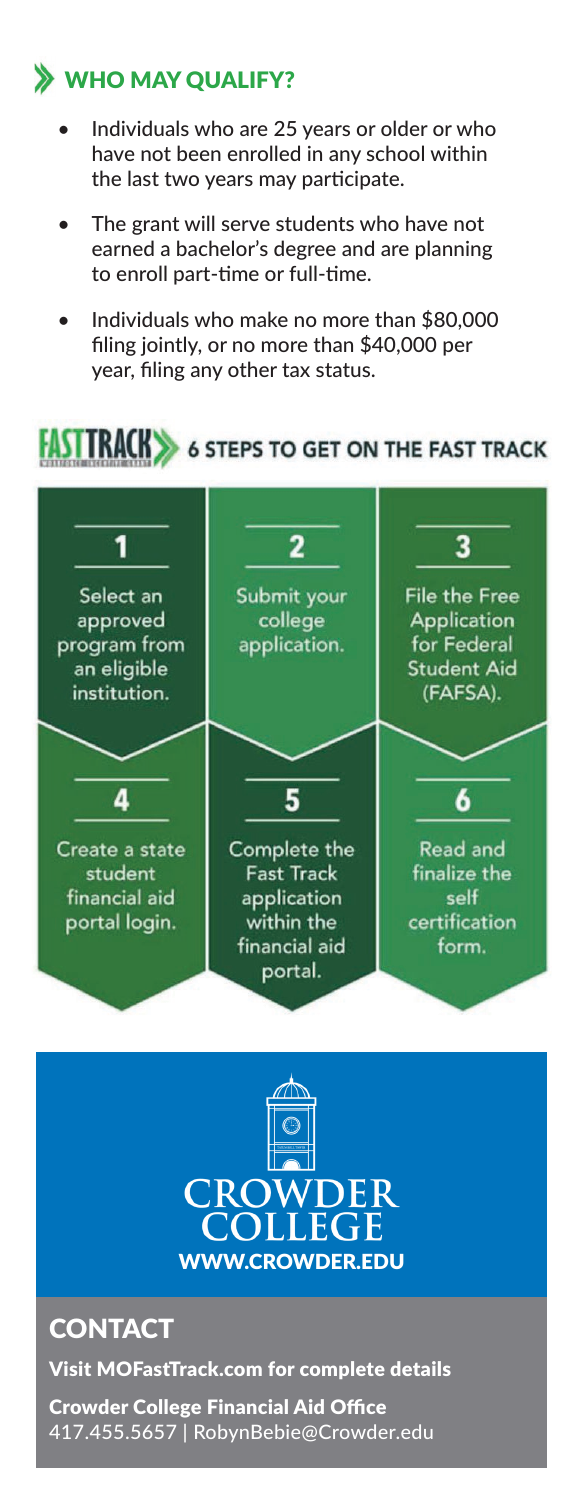## WHO MAY QUALIFY?

- Individuals who are 25 years or older or who have not been enrolled in any school within the last two years may participate.
- The grant will serve students who have not earned a bachelor's degree and are planning to enroll part-time or full-time.
- Individuals who make no more than $80,000 filing jointly, or no more than $40,000 per year, filing any other tax status.

## FASTTRACK 6 STEPS TO GET ON THE FAST TRACK

1. Select an approved program from an eligible institution.
2. Submit your college application.
3. File the Free Application for Federal Student Aid (FAFSA).
4. Create a state student financial aid portal login.
5. Complete the Fast Track application within the financial aid portal.
6. Read and finalize the self certification form.

**CROWDER COLLEGE**

**WWW.CROWDER.EDU**

## CONTACT

**Visit MOFastTrack.com for complete details**

**Crowder College Financial Aid Office**

417.455.5657 | RobynBebie@Crowder.edu